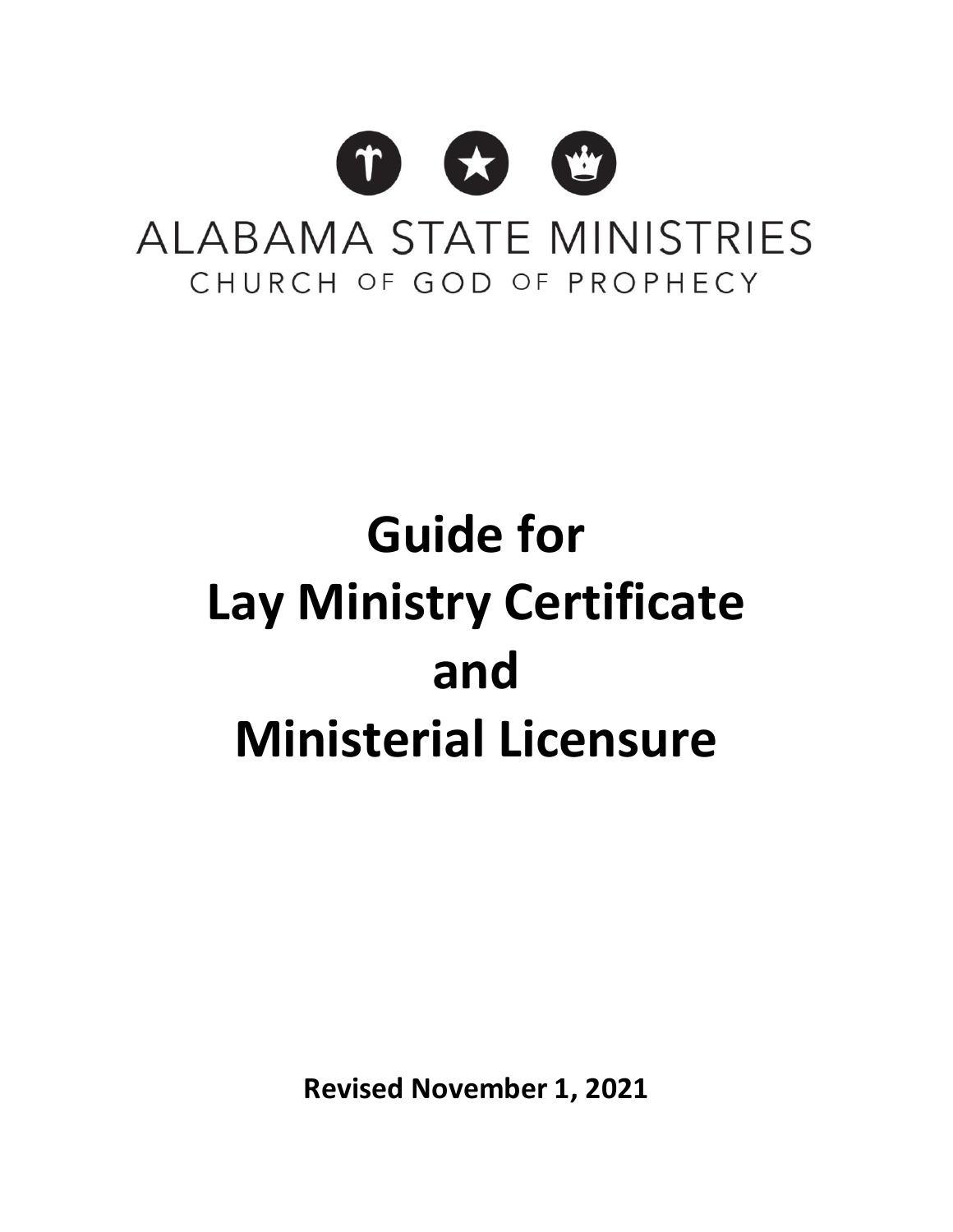ALABAMA STATE MINISTRIES

CHURCH OF GOD OF PROPHECY

# Guide for Lay Ministry Certificate and Ministerial Licensure

**Revised November 1, 2021**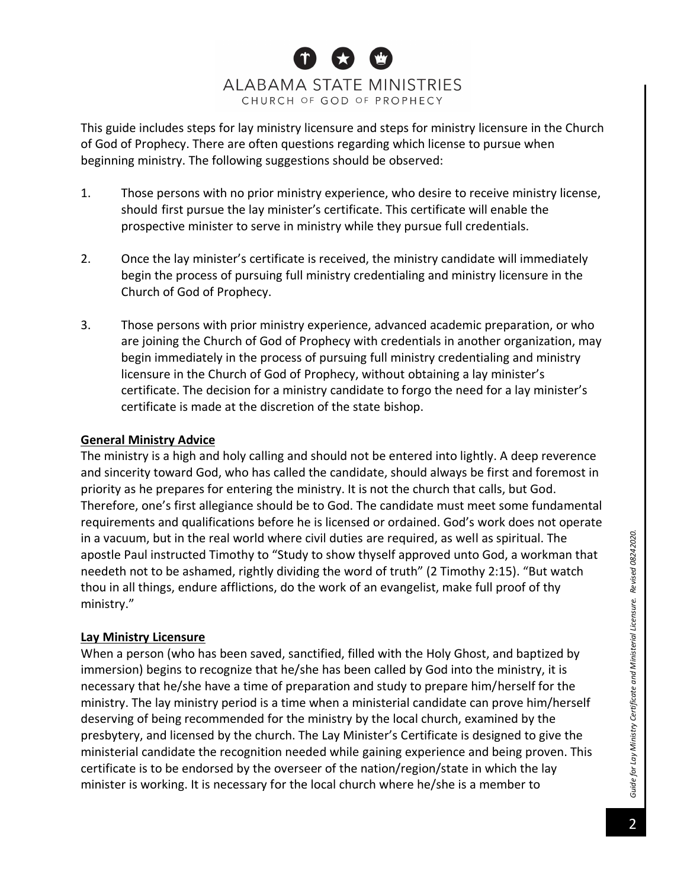ALABAMA STATE MINISTRIES
CHURCH OF GOD OF PROPHECY

This guide includes steps for lay ministry licensure and steps for ministry licensure in the Church of God of Prophecy. There are often questions regarding which license to pursue when beginning ministry. The following suggestions should be observed:

1. Those persons with no prior ministry experience, who desire to receive ministry license, should first pursue the lay minister's certificate. This certificate will enable the prospective minister to serve in ministry while they pursue full credentials.

2. Once the lay minister's certificate is received, the ministry candidate will immediately begin the process of pursuing full ministry credentialing and ministry licensure in the Church of God of Prophecy.

3. Those persons with prior ministry experience, advanced academic preparation, or who are joining the Church of God of Prophecy with credentials in another organization, may begin immediately in the process of pursuing full ministry credentialing and ministry licensure in the Church of God of Prophecy, without obtaining a lay minister's certificate. The decision for a ministry candidate to forgo the need for a lay minister's certificate is made at the discretion of the state bishop.

## General Ministry Advice

The ministry is a high and holy calling and should not be entered into lightly. A deep reverence and sincerity toward God, who has called the candidate, should always be first and foremost in priority as he prepares for entering the ministry. It is not the church that calls, but God. Therefore, one's first allegiance should be to God. The candidate must meet some fundamental requirements and qualifications before he is licensed or ordained. God's work does not operate in a vacuum, but in the real world where civil duties are required, as well as spiritual. The apostle Paul instructed Timothy to "Study to show thyself approved unto God, a workman that needeth not to be ashamed, rightly dividing the word of truth" (2 Timothy 2:15). "But watch thou in all things, endure afflictions, do the work of an evangelist, make full proof of thy ministry."

## Lay Ministry Licensure

When a person (who has been saved, sanctified, filled with the Holy Ghost, and baptized by immersion) begins to recognize that he/she has been called by God into the ministry, it is necessary that he/she have a time of preparation and study to prepare him/herself for the ministry. The lay ministry period is a time when a ministerial candidate can prove him/herself deserving of being recommended for the ministry by the local church, examined by the presbytery, and licensed by the church. The Lay Minister's Certificate is designed to give the ministerial candidate the recognition needed while gaining experience and being proven. This certificate is to be endorsed by the overseer of the nation/region/state in which the lay minister is working. It is necessary for the local church where he/she is a member to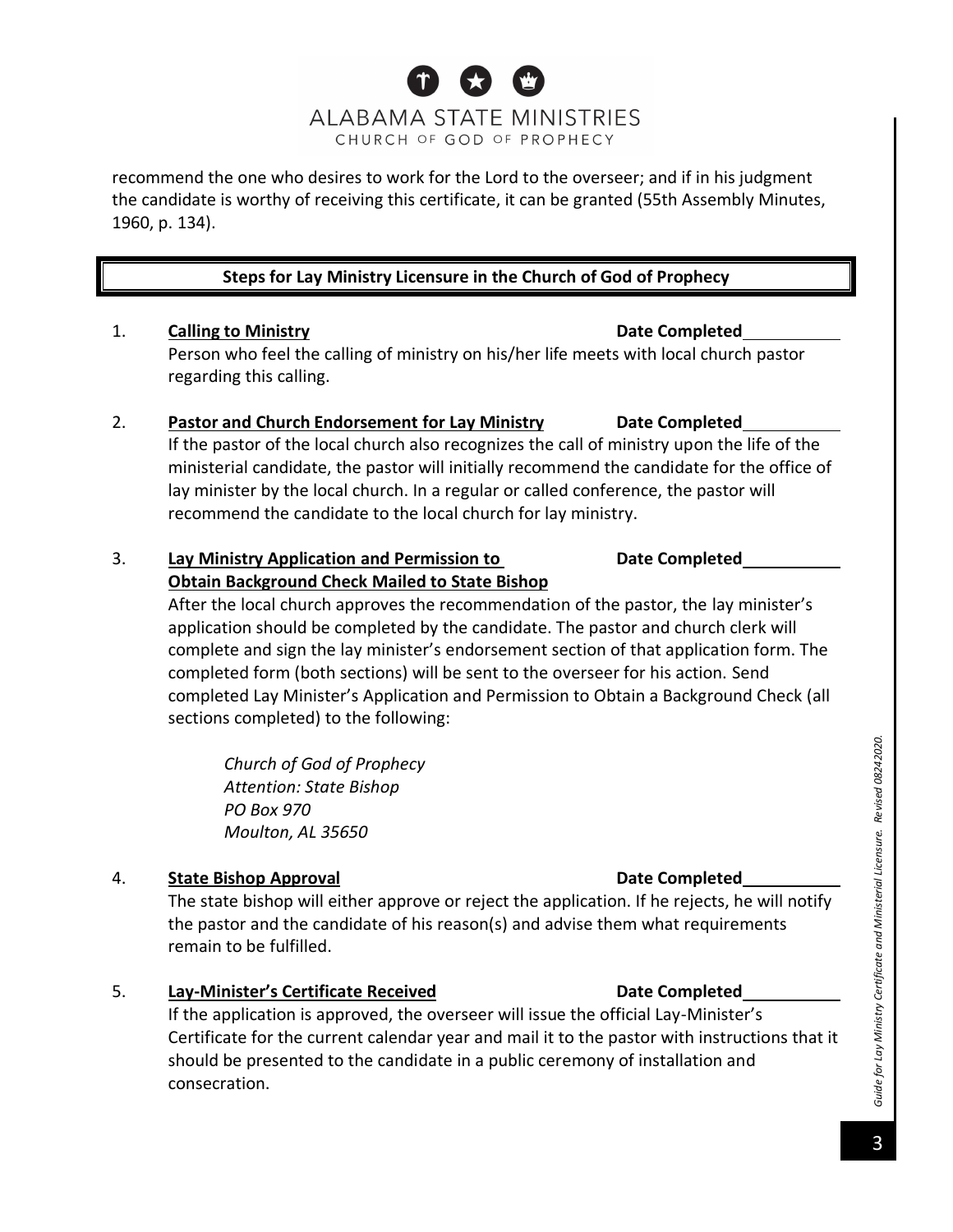recommend the one who desires to work for the Lord to the overseer; and if in his judgment the candidate is worthy of receiving this certificate, it can be granted (55th Assembly Minutes, 1960, p. 134).

## Steps for Lay Ministry Licensure in the Church of God of Prophecy

1. **Calling to Ministry** **Date Completed**\_\_\_\_\_\_\_\_\_\_

   Person who feel the calling of ministry on his/her life meets with local church pastor regarding this calling.

2. **Pastor and Church Endorsement for Lay Ministry** **Date Completed**\_\_\_\_\_\_\_\_\_\_

   If the pastor of the local church also recognizes the call of ministry upon the life of the ministerial candidate, the pastor will initially recommend the candidate for the office of lay minister by the local church. In a regular or called conference, the pastor will recommend the candidate to the local church for lay ministry.

3. **Lay Ministry Application and Permission to Obtain Background Check Mailed to State Bishop** **Date Completed**\_\_\_\_\_\_\_\_\_\_

   After the local church approves the recommendation of the pastor, the lay minister's application should be completed by the candidate. The pastor and church clerk will complete and sign the lay minister's endorsement section of that application form. The completed form (both sections) will be sent to the overseer for his action. Send completed Lay Minister's Application and Permission to Obtain a Background Check (all sections completed) to the following:

   *Church of God of Prophecy*
   *Attention: State Bishop*
   *PO Box 970*
   *Moulton, AL 35650*

4. **State Bishop Approval** **Date Completed**\_\_\_\_\_\_\_\_\_\_

   The state bishop will either approve or reject the application. If he rejects, he will notify the pastor and the candidate of his reason(s) and advise them what requirements remain to be fulfilled.

5. **Lay-Minister's Certificate Received** **Date Completed**\_\_\_\_\_\_\_\_\_\_

   If the application is approved, the overseer will issue the official Lay-Minister's Certificate for the current calendar year and mail it to the pastor with instructions that it should be presented to the candidate in a public ceremony of installation and consecration.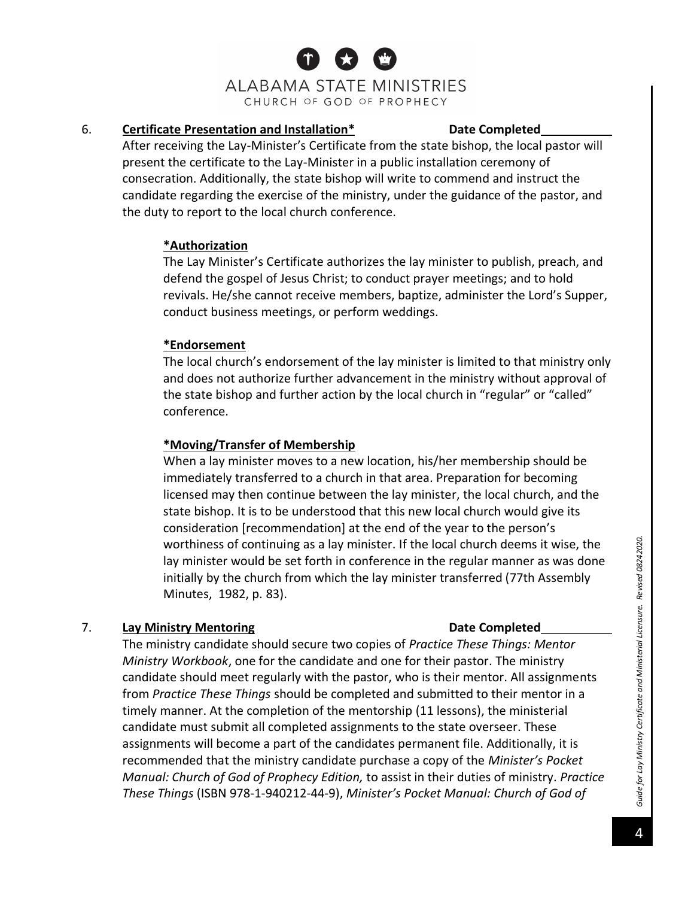6. **Certificate Presentation and Installation*** **Date Completed**\_\_\_\_\_\_\_\_\_\_

After receiving the Lay-Minister's Certificate from the state bishop, the local pastor will present the certificate to the Lay-Minister in a public installation ceremony of consecration. Additionally, the state bishop will write to commend and instruct the candidate regarding the exercise of the ministry, under the guidance of the pastor, and the duty to report to the local church conference.

**\*Authorization**

The Lay Minister's Certificate authorizes the lay minister to publish, preach, and defend the gospel of Jesus Christ; to conduct prayer meetings; and to hold revivals. He/she cannot receive members, baptize, administer the Lord's Supper, conduct business meetings, or perform weddings.

**\*Endorsement**

The local church's endorsement of the lay minister is limited to that ministry only and does not authorize further advancement in the ministry without approval of the state bishop and further action by the local church in "regular" or "called" conference.

**\*Moving/Transfer of Membership**

When a lay minister moves to a new location, his/her membership should be immediately transferred to a church in that area. Preparation for becoming licensed may then continue between the lay minister, the local church, and the state bishop. It is to be understood that this new local church would give its consideration [recommendation] at the end of the year to the person's worthiness of continuing as a lay minister. If the local church deems it wise, the lay minister would be set forth in conference in the regular manner as was done initially by the church from which the lay minister transferred (77th Assembly Minutes, 1982, p. 83).

7. **Lay Ministry Mentoring** **Date Completed**\_\_\_\_\_\_\_\_\_\_

The ministry candidate should secure two copies of *Practice These Things: Mentor Ministry Workbook*, one for the candidate and one for their pastor. The ministry candidate should meet regularly with the pastor, who is their mentor. All assignments from *Practice These Things* should be completed and submitted to their mentor in a timely manner. At the completion of the mentorship (11 lessons), the ministerial candidate must submit all completed assignments to the state overseer. These assignments will become a part of the candidates permanent file. Additionally, it is recommended that the ministry candidate purchase a copy of the *Minister's Pocket Manual: Church of God of Prophecy Edition,* to assist in their duties of ministry. *Practice These Things* (ISBN 978-1-940212-44-9), *Minister's Pocket Manual: Church of God of*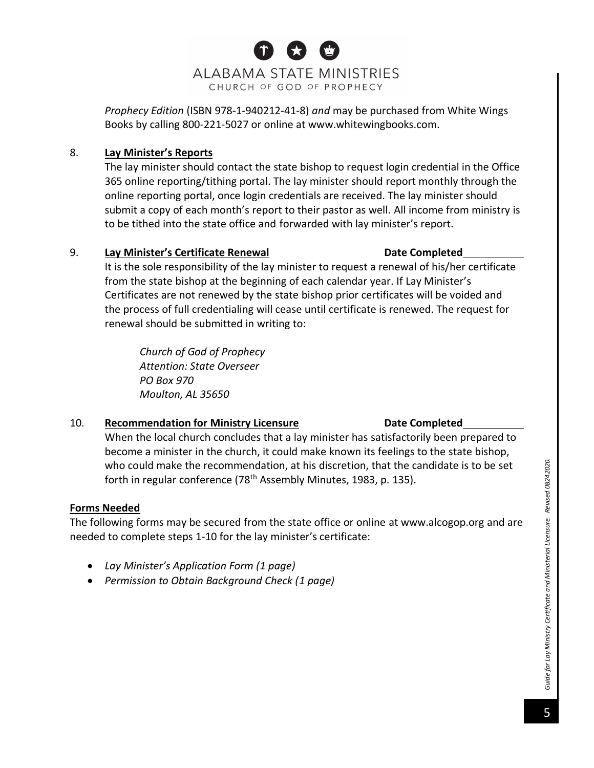*Prophecy Edition* (ISBN 978-1-940212-41-8) *and* may be purchased from White Wings Books by calling 800-221-5027 or online at www.whitewingbooks.com.

8. **Lay Minister's Reports**

   The lay minister should contact the state bishop to request login credential in the Office 365 online reporting/tithing portal. The lay minister should report monthly through the online reporting portal, once login credentials are received. The lay minister should submit a copy of each month's report to their pastor as well. All income from ministry is to be tithed into the state office and forwarded with lay minister's report.

9. **Lay Minister's Certificate Renewal** **Date Completed**\_\_\_\_\_\_\_\_\_\_

   It is the sole responsibility of the lay minister to request a renewal of his/her certificate from the state bishop at the beginning of each calendar year. If Lay Minister's Certificates are not renewed by the state bishop prior certificates will be voided and the process of full credentialing will cease until certificate is renewed. The request for renewal should be submitted in writing to:

   *Church of God of Prophecy*
   *Attention: State Overseer*
   *PO Box 970*
   *Moulton, AL 35650*

10. **Recommendation for Ministry Licensure** **Date Completed**\_\_\_\_\_\_\_\_\_\_

    When the local church concludes that a lay minister has satisfactorily been prepared to become a minister in the church, it could make known its feelings to the state bishop, who could make the recommendation, at his discretion, that the candidate is to be set forth in regular conference (78th Assembly Minutes, 1983, p. 135).

**Forms Needed**

The following forms may be secured from the state office or online at www.alcogop.org and are needed to complete steps 1-10 for the lay minister's certificate:

- *Lay Minister's Application Form (1 page)*
- *Permission to Obtain Background Check (1 page)*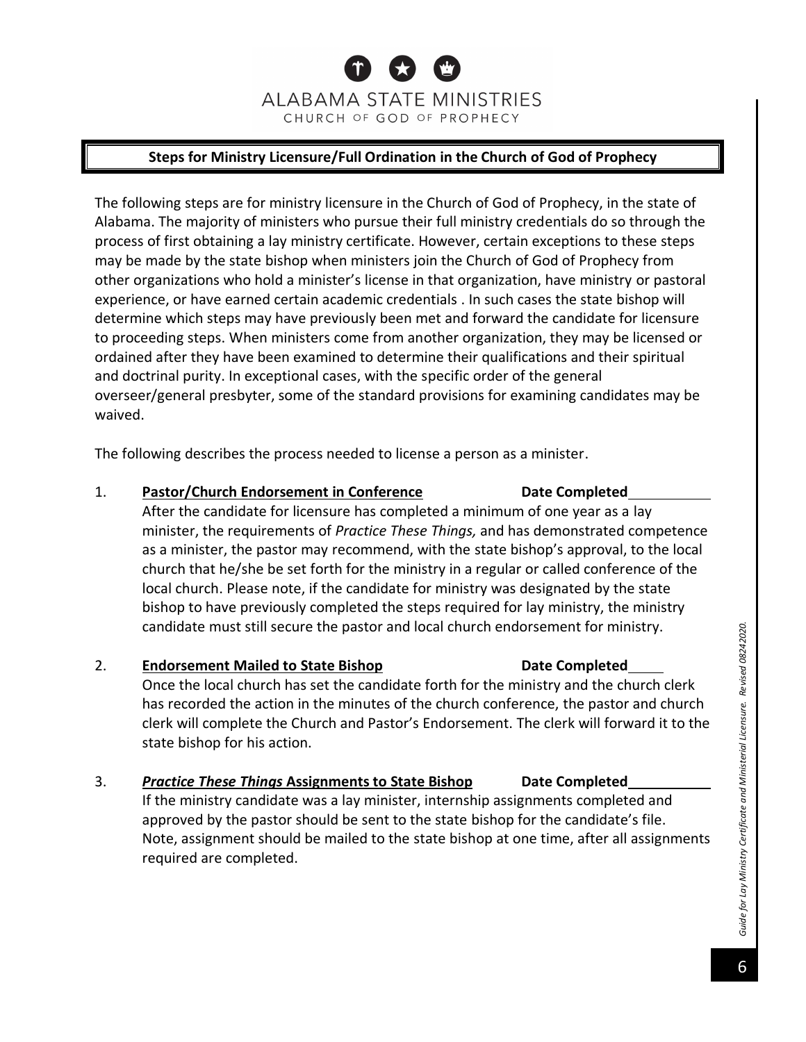ALABAMA STATE MINISTRIES
CHURCH OF GOD OF PROPHECY

## Steps for Ministry Licensure/Full Ordination in the Church of God of Prophecy

The following steps are for ministry licensure in the Church of God of Prophecy, in the state of Alabama. The majority of ministers who pursue their full ministry credentials do so through the process of first obtaining a lay ministry certificate. However, certain exceptions to these steps may be made by the state bishop when ministers join the Church of God of Prophecy from other organizations who hold a minister's license in that organization, have ministry or pastoral experience, or have earned certain academic credentials . In such cases the state bishop will determine which steps may have previously been met and forward the candidate for licensure to proceeding steps. When ministers come from another organization, they may be licensed or ordained after they have been examined to determine their qualifications and their spiritual and doctrinal purity. In exceptional cases, with the specific order of the general overseer/general presbyter, some of the standard provisions for examining candidates may be waived.

The following describes the process needed to license a person as a minister.

1. **Pastor/Church Endorsement in Conference** **Date Completed**\_\_\_\_\_\_\_\_\_\_

   After the candidate for licensure has completed a minimum of one year as a lay minister, the requirements of *Practice These Things,* and has demonstrated competence as a minister, the pastor may recommend, with the state bishop's approval, to the local church that he/she be set forth for the ministry in a regular or called conference of the local church. Please note, if the candidate for ministry was designated by the state bishop to have previously completed the steps required for lay ministry, the ministry candidate must still secure the pastor and local church endorsement for ministry.

2. **Endorsement Mailed to State Bishop** **Date Completed**\_\_\_\_\_

   Once the local church has set the candidate forth for the ministry and the church clerk has recorded the action in the minutes of the church conference, the pastor and church clerk will complete the Church and Pastor's Endorsement. The clerk will forward it to the state bishop for his action.

3. ***Practice These Things* Assignments to State Bishop** **Date Completed**\_\_\_\_\_\_\_\_\_\_

   If the ministry candidate was a lay minister, internship assignments completed and approved by the pastor should be sent to the state bishop for the candidate's file. Note, assignment should be mailed to the state bishop at one time, after all assignments required are completed.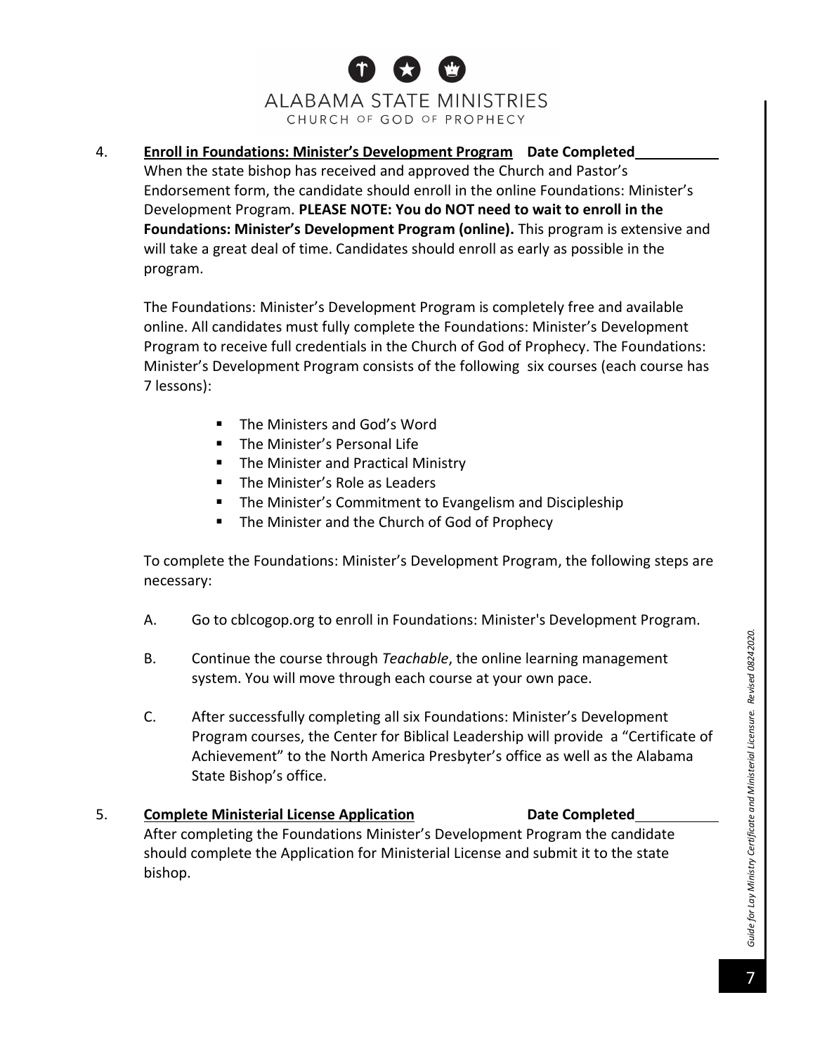4. **Enroll in Foundations: Minister's Development Program** **Date Completed\_\_\_\_\_\_\_\_\_\_**

When the state bishop has received and approved the Church and Pastor's Endorsement form, the candidate should enroll in the online Foundations: Minister's Development Program. **PLEASE NOTE: You do NOT need to wait to enroll in the Foundations: Minister's Development Program (online).** This program is extensive and will take a great deal of time. Candidates should enroll as early as possible in the program.

The Foundations: Minister's Development Program is completely free and available online. All candidates must fully complete the Foundations: Minister's Development Program to receive full credentials in the Church of God of Prophecy. The Foundations: Minister's Development Program consists of the following six courses (each course has 7 lessons):

- The Ministers and God's Word
- The Minister's Personal Life
- The Minister and Practical Ministry
- The Minister's Role as Leaders
- The Minister's Commitment to Evangelism and Discipleship
- The Minister and the Church of God of Prophecy

To complete the Foundations: Minister's Development Program, the following steps are necessary:

A. Go to cblcogop.org to enroll in Foundations: Minister's Development Program.

B. Continue the course through *Teachable*, the online learning management system. You will move through each course at your own pace.

C. After successfully completing all six Foundations: Minister's Development Program courses, the Center for Biblical Leadership will provide a "Certificate of Achievement" to the North America Presbyter's office as well as the Alabama State Bishop's office.

5. **Complete Ministerial License Application** **Date Completed\_\_\_\_\_\_\_\_\_\_**

After completing the Foundations Minister's Development Program the candidate should complete the Application for Ministerial License and submit it to the state bishop.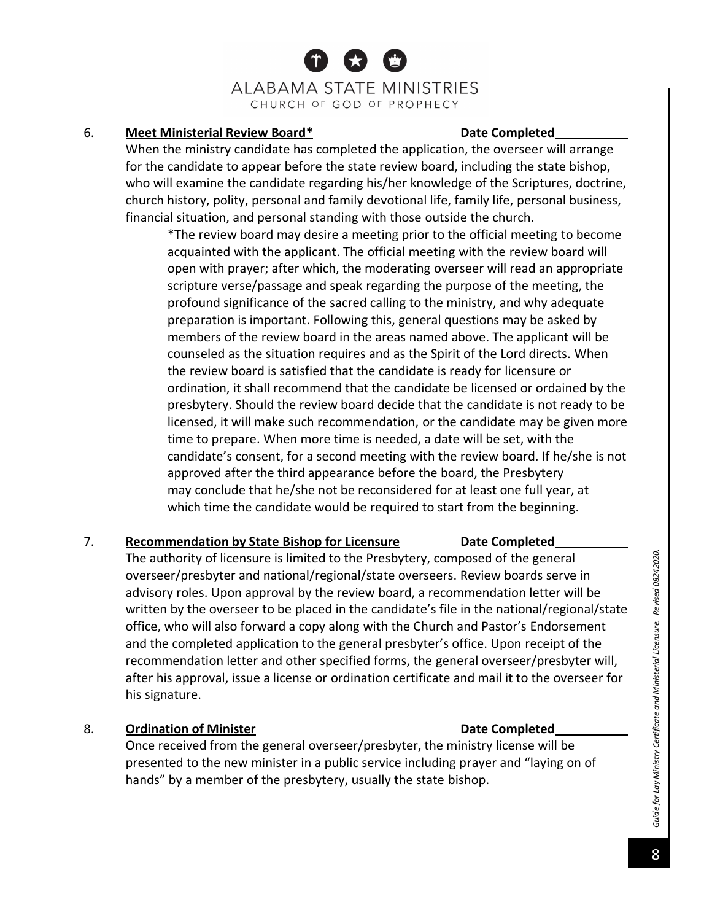6. **Meet Ministerial Review Board*** Date Completed__________

When the ministry candidate has completed the application, the overseer will arrange for the candidate to appear before the state review board, including the state bishop, who will examine the candidate regarding his/her knowledge of the Scriptures, doctrine, church history, polity, personal and family devotional life, family life, personal business, financial situation, and personal standing with those outside the church.

> *The review board may desire a meeting prior to the official meeting to become acquainted with the applicant. The official meeting with the review board will open with prayer; after which, the moderating overseer will read an appropriate scripture verse/passage and speak regarding the purpose of the meeting, the profound significance of the sacred calling to the ministry, and why adequate preparation is important. Following this, general questions may be asked by members of the review board in the areas named above. The applicant will be counseled as the situation requires and as the Spirit of the Lord directs. When the review board is satisfied that the candidate is ready for licensure or ordination, it shall recommend that the candidate be licensed or ordained by the presbytery. Should the review board decide that the candidate is not ready to be licensed, it will make such recommendation, or the candidate may be given more time to prepare. When more time is needed, a date will be set, with the candidate's consent, for a second meeting with the review board. If he/she is not approved after the third appearance before the board, the Presbytery may conclude that he/she not be reconsidered for at least one full year, at which time the candidate would be required to start from the beginning.

7. **Recommendation by State Bishop for Licensure** Date Completed__________

The authority of licensure is limited to the Presbytery, composed of the general overseer/presbyter and national/regional/state overseers. Review boards serve in advisory roles. Upon approval by the review board, a recommendation letter will be written by the overseer to be placed in the candidate's file in the national/regional/state office, who will also forward a copy along with the Church and Pastor's Endorsement and the completed application to the general presbyter's office. Upon receipt of the recommendation letter and other specified forms, the general overseer/presbyter will, after his approval, issue a license or ordination certificate and mail it to the overseer for his signature.

8. **Ordination of Minister** Date Completed__________

Once received from the general overseer/presbyter, the ministry license will be presented to the new minister in a public service including prayer and "laying on of hands" by a member of the presbytery, usually the state bishop.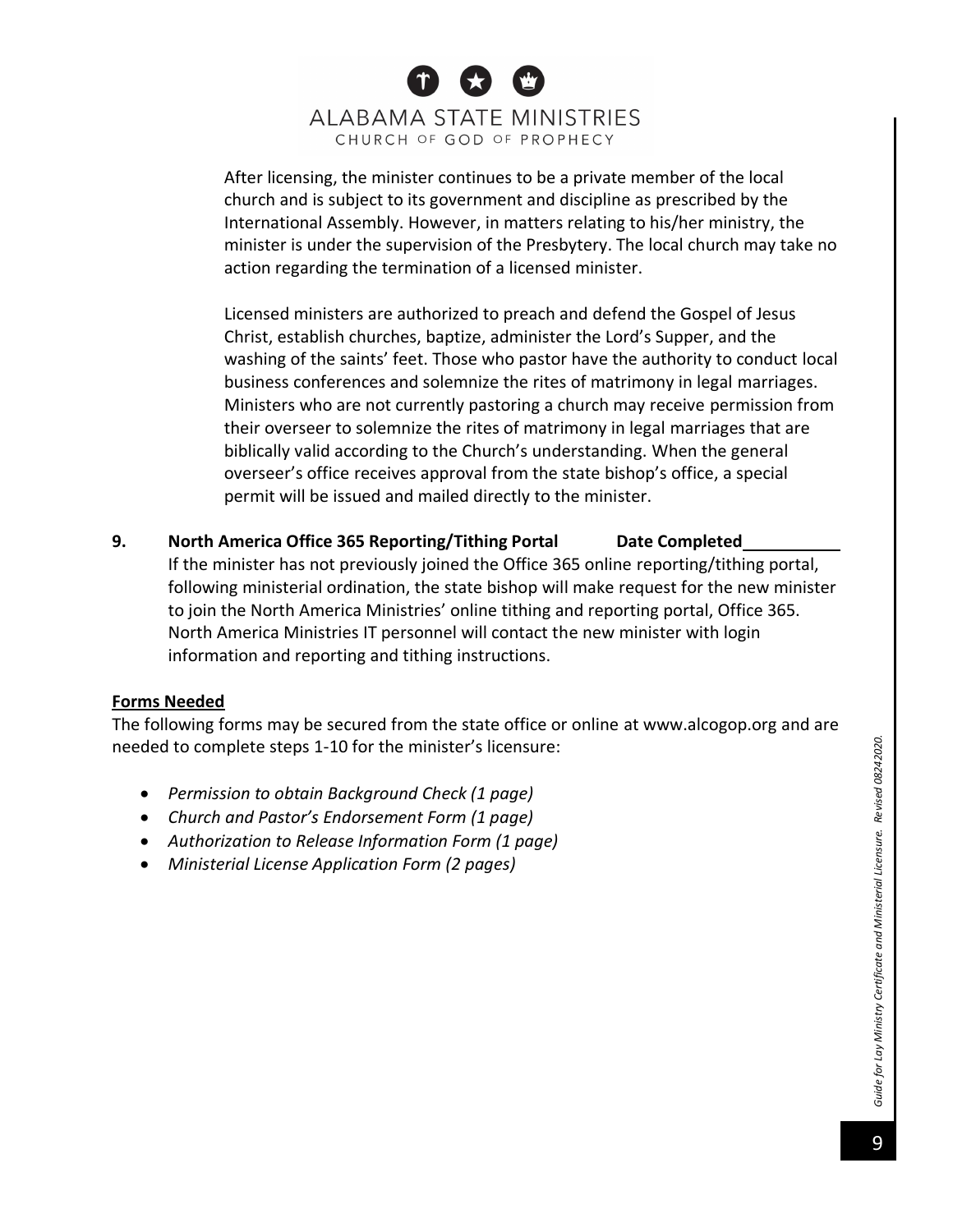After licensing, the minister continues to be a private member of the local church and is subject to its government and discipline as prescribed by the International Assembly. However, in matters relating to his/her ministry, the minister is under the supervision of the Presbytery. The local church may take no action regarding the termination of a licensed minister.

Licensed ministers are authorized to preach and defend the Gospel of Jesus Christ, establish churches, baptize, administer the Lord's Supper, and the washing of the saints' feet. Those who pastor have the authority to conduct local business conferences and solemnize the rites of matrimony in legal marriages. Ministers who are not currently pastoring a church may receive permission from their overseer to solemnize the rites of matrimony in legal marriages that are biblically valid according to the Church's understanding. When the general overseer's office receives approval from the state bishop's office, a special permit will be issued and mailed directly to the minister.

**9. North America Office 365 Reporting/Tithing Portal Date Completed\_\_\_\_\_\_\_\_\_\_**

If the minister has not previously joined the Office 365 online reporting/tithing portal, following ministerial ordination, the state bishop will make request for the new minister to join the North America Ministries' online tithing and reporting portal, Office 365. North America Ministries IT personnel will contact the new minister with login information and reporting and tithing instructions.

**Forms Needed**

The following forms may be secured from the state office or online at www.alcogop.org and are needed to complete steps 1-10 for the minister's licensure:

- *Permission to obtain Background Check (1 page)*
- *Church and Pastor's Endorsement Form (1 page)*
- *Authorization to Release Information Form (1 page)*
- *Ministerial License Application Form (2 pages)*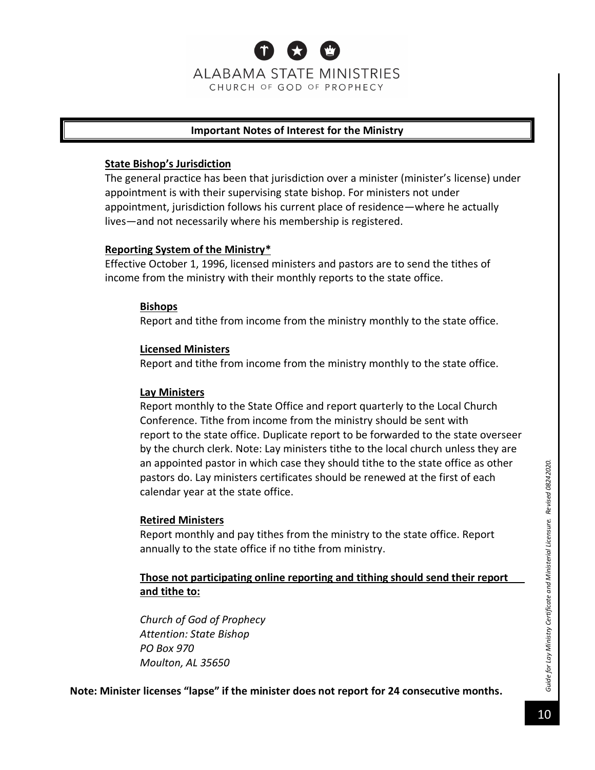ALABAMA STATE MINISTRIES
CHURCH OF GOD OF PROPHECY

## Important Notes of Interest for the Ministry

**State Bishop's Jurisdiction**

The general practice has been that jurisdiction over a minister (minister's license) under appointment is with their supervising state bishop. For ministers not under appointment, jurisdiction follows his current place of residence—where he actually lives—and not necessarily where his membership is registered.

**Reporting System of the Ministry***

Effective October 1, 1996, licensed ministers and pastors are to send the tithes of income from the ministry with their monthly reports to the state office.

**Bishops**

Report and tithe from income from the ministry monthly to the state office.

**Licensed Ministers**

Report and tithe from income from the ministry monthly to the state office.

**Lay Ministers**

Report monthly to the State Office and report quarterly to the Local Church Conference. Tithe from income from the ministry should be sent with report to the state office. Duplicate report to be forwarded to the state overseer by the church clerk. Note: Lay ministers tithe to the local church unless they are an appointed pastor in which case they should tithe to the state office as other pastors do. Lay ministers certificates should be renewed at the first of each calendar year at the state office.

**Retired Ministers**

Report monthly and pay tithes from the ministry to the state office. Report annually to the state office if no tithe from ministry.

**Those not participating online reporting and tithing should send their report and tithe to:**

*Church of God of Prophecy*
*Attention: State Bishop*
*PO Box 970*
*Moulton, AL 35650*

**Note: Minister licenses "lapse" if the minister does not report for 24 consecutive months.**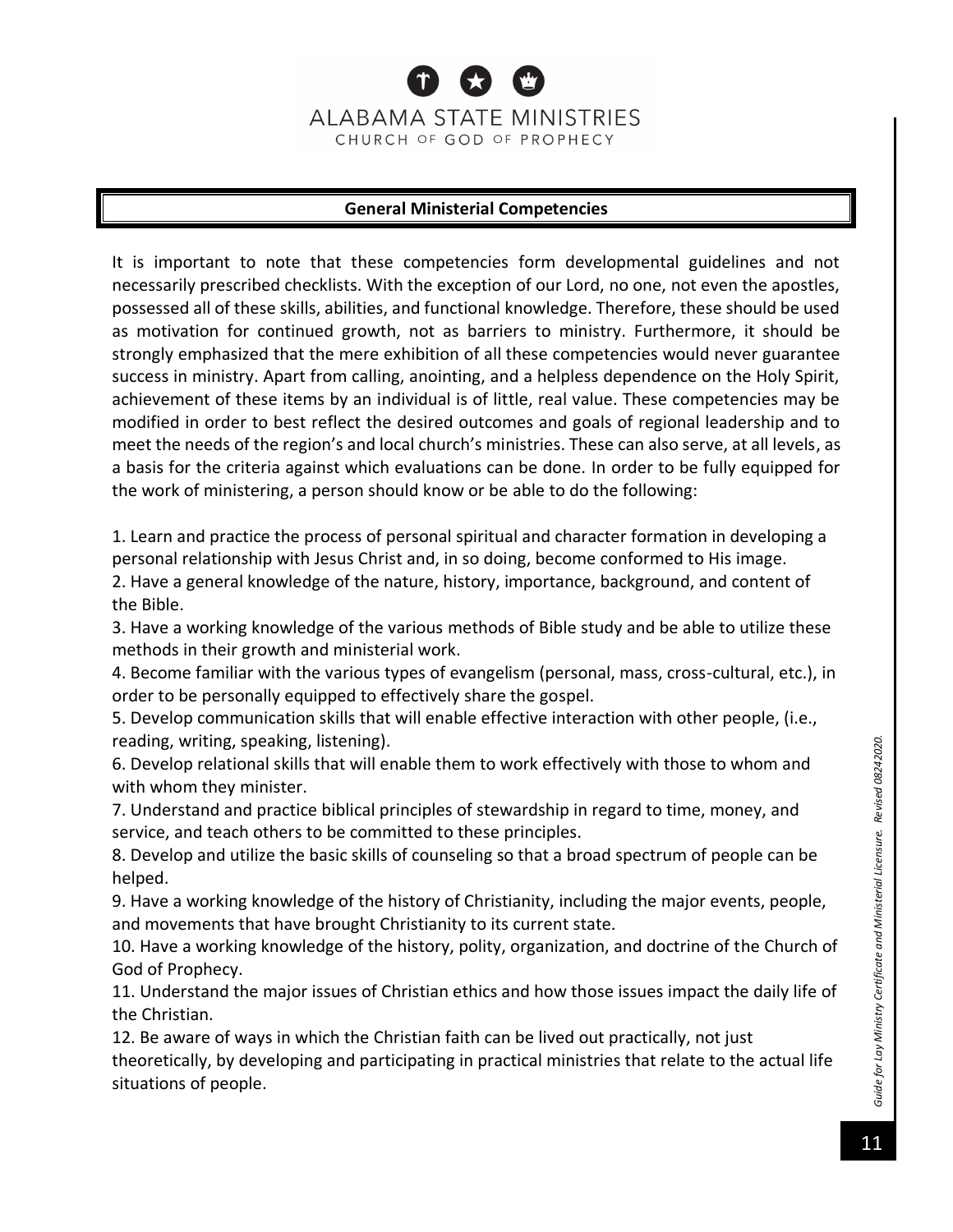## General Ministerial Competencies

It is important to note that these competencies form developmental guidelines and not necessarily prescribed checklists. With the exception of our Lord, no one, not even the apostles, possessed all of these skills, abilities, and functional knowledge. Therefore, these should be used as motivation for continued growth, not as barriers to ministry. Furthermore, it should be strongly emphasized that the mere exhibition of all these competencies would never guarantee success in ministry. Apart from calling, anointing, and a helpless dependence on the Holy Spirit, achievement of these items by an individual is of little, real value. These competencies may be modified in order to best reflect the desired outcomes and goals of regional leadership and to meet the needs of the region's and local church's ministries. These can also serve, at all levels, as a basis for the criteria against which evaluations can be done. In order to be fully equipped for the work of ministering, a person should know or be able to do the following:

1. Learn and practice the process of personal spiritual and character formation in developing a personal relationship with Jesus Christ and, in so doing, become conformed to His image.
2. Have a general knowledge of the nature, history, importance, background, and content of the Bible.
3. Have a working knowledge of the various methods of Bible study and be able to utilize these methods in their growth and ministerial work.
4. Become familiar with the various types of evangelism (personal, mass, cross-cultural, etc.), in order to be personally equipped to effectively share the gospel.
5. Develop communication skills that will enable effective interaction with other people, (i.e., reading, writing, speaking, listening).
6. Develop relational skills that will enable them to work effectively with those to whom and with whom they minister.
7. Understand and practice biblical principles of stewardship in regard to time, money, and service, and teach others to be committed to these principles.
8. Develop and utilize the basic skills of counseling so that a broad spectrum of people can be helped.
9. Have a working knowledge of the history of Christianity, including the major events, people, and movements that have brought Christianity to its current state.
10. Have a working knowledge of the history, polity, organization, and doctrine of the Church of God of Prophecy.
11. Understand the major issues of Christian ethics and how those issues impact the daily life of the Christian.
12. Be aware of ways in which the Christian faith can be lived out practically, not just theoretically, by developing and participating in practical ministries that relate to the actual life situations of people.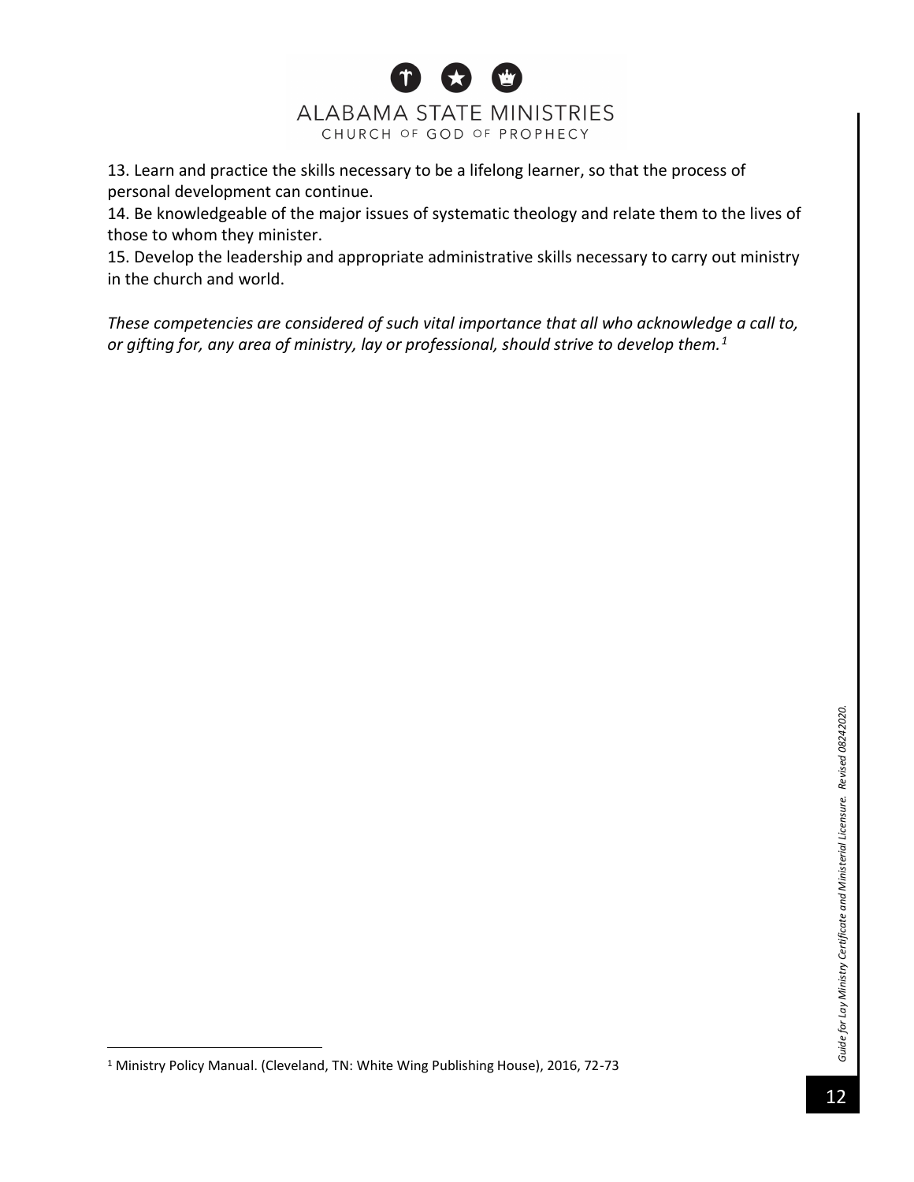13. Learn and practice the skills necessary to be a lifelong learner, so that the process of personal development can continue.
14. Be knowledgeable of the major issues of systematic theology and relate them to the lives of those to whom they minister.
15. Develop the leadership and appropriate administrative skills necessary to carry out ministry in the church and world.

*These competencies are considered of such vital importance that all who acknowledge a call to, or gifting for, any area of ministry, lay or professional, should strive to develop them.*[1]

[1] Ministry Policy Manual. (Cleveland, TN: White Wing Publishing House), 2016, 72-73